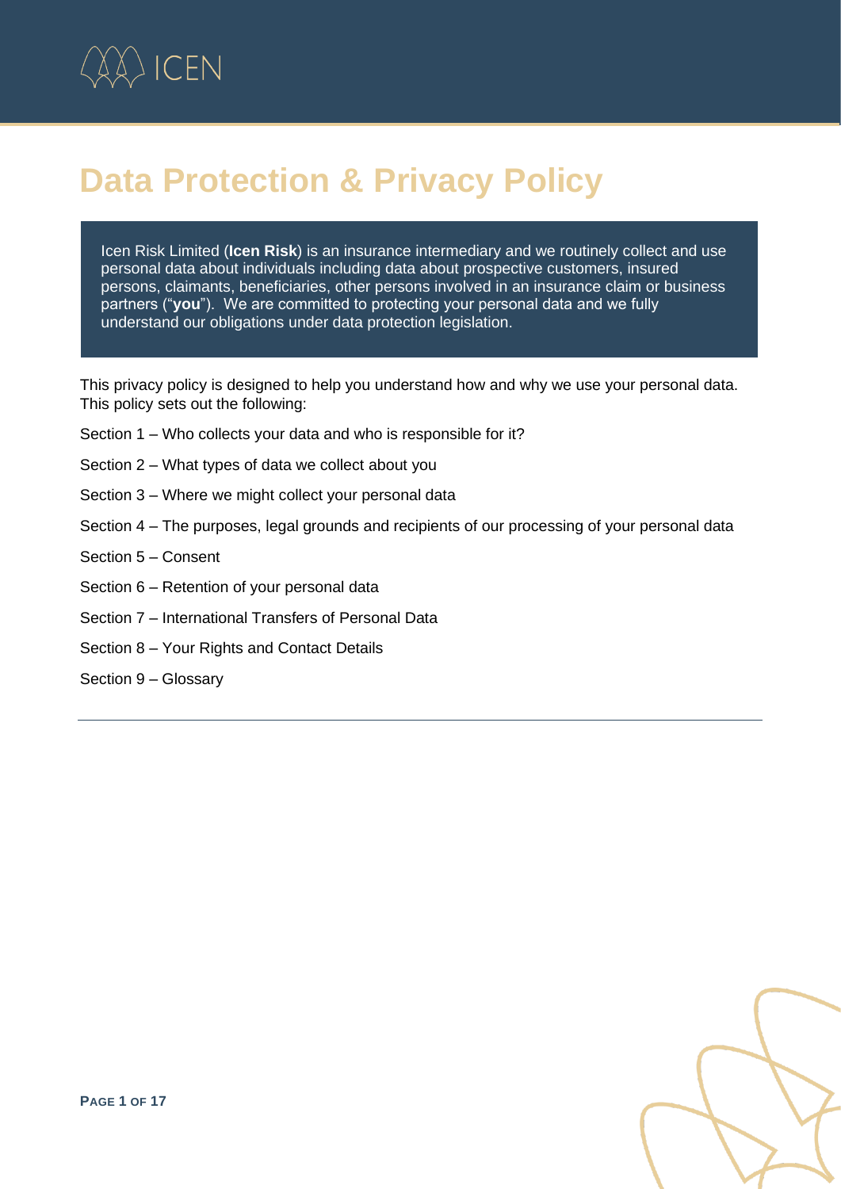ICEN

# Data Protection & Privacy Policy

Icen Risk Limited (**Icen Risk**) is an insurance intermediary and we routinely collect and use personal data about individuals including data about prospective customers, insured persons, claimants, beneficiaries, other persons involved in an insurance claim or business partners ("**you**"). We are committed to protecting your personal data and we fully understand our obligations under data protection legislation.

This privacy policy is designed to help you understand how and why we use your personal data. This policy sets out the following:

Section 1 – Who collects your data and who is responsible for it?

Section 2 – What types of data we collect about you

Section 3 – Where we might collect your personal data

Section 4 – The purposes, legal grounds and recipients of our processing of your personal data

Section 5 – Consent

Section 6 – Retention of your personal data

Section 7 – International Transfers of Personal Data

Section 8 – Your Rights and Contact Details

Section 9 – Glossary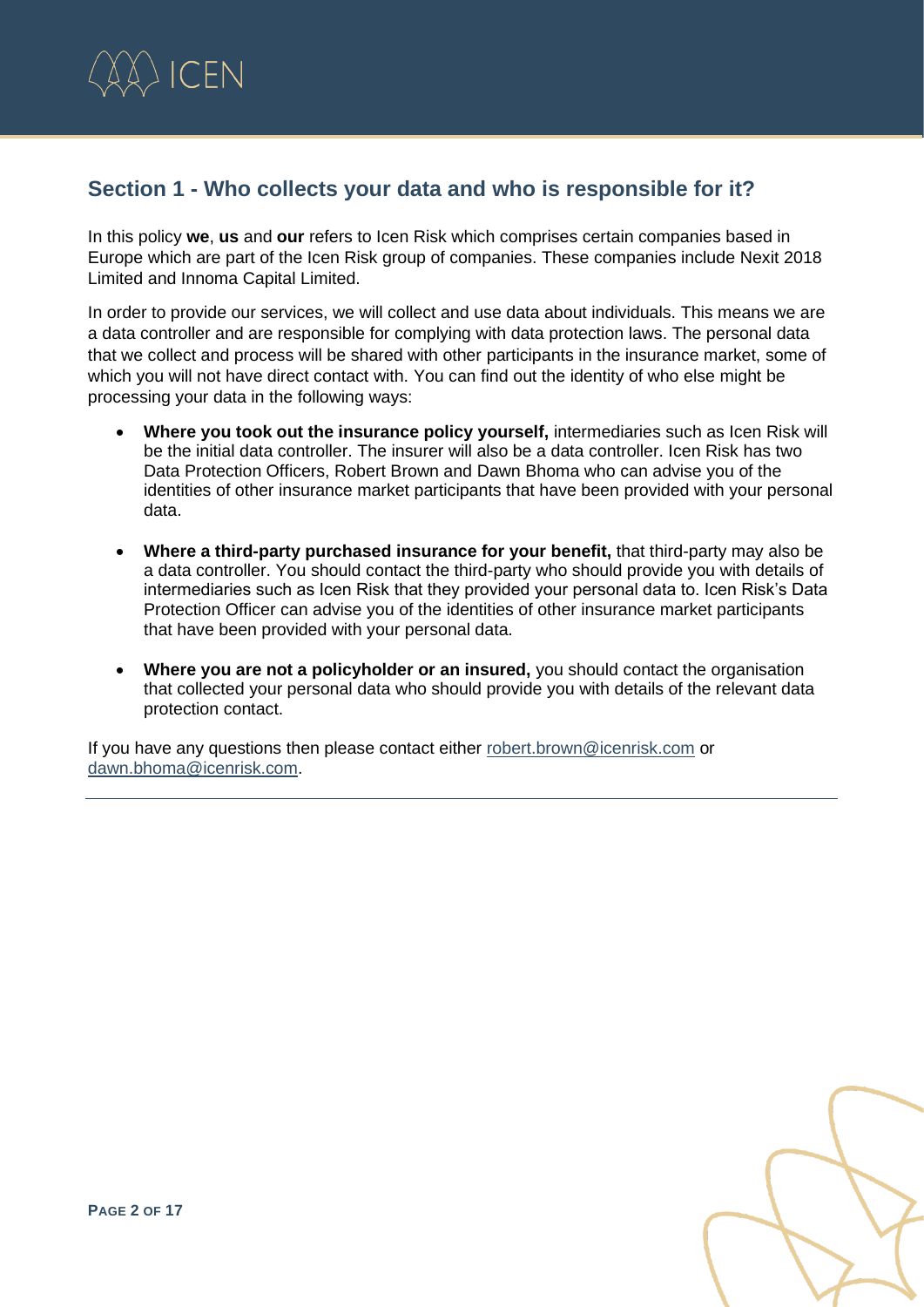## Section 1 - Who collects your data and who is responsible for it?

In this policy **we**, **us** and **our** refers to Icen Risk which comprises certain companies based in Europe which are part of the Icen Risk group of companies. These companies include Nexit 2018 Limited and Innoma Capital Limited.

In order to provide our services, we will collect and use data about individuals. This means we are a data controller and are responsible for complying with data protection laws. The personal data that we collect and process will be shared with other participants in the insurance market, some of which you will not have direct contact with. You can find out the identity of who else might be processing your data in the following ways:

- **Where you took out the insurance policy yourself,** intermediaries such as Icen Risk will be the initial data controller. The insurer will also be a data controller. Icen Risk has two Data Protection Officers, Robert Brown and Dawn Bhoma who can advise you of the identities of other insurance market participants that have been provided with your personal data.

- **Where a third-party purchased insurance for your benefit,** that third-party may also be a data controller. You should contact the third-party who should provide you with details of intermediaries such as Icen Risk that they provided your personal data to. Icen Risk's Data Protection Officer can advise you of the identities of other insurance market participants that have been provided with your personal data.

- **Where you are not a policyholder or an insured,** you should contact the organisation that collected your personal data who should provide you with details of the relevant data protection contact.

If you have any questions then please contact either robert.brown@icenrisk.com or dawn.bhoma@icenrisk.com.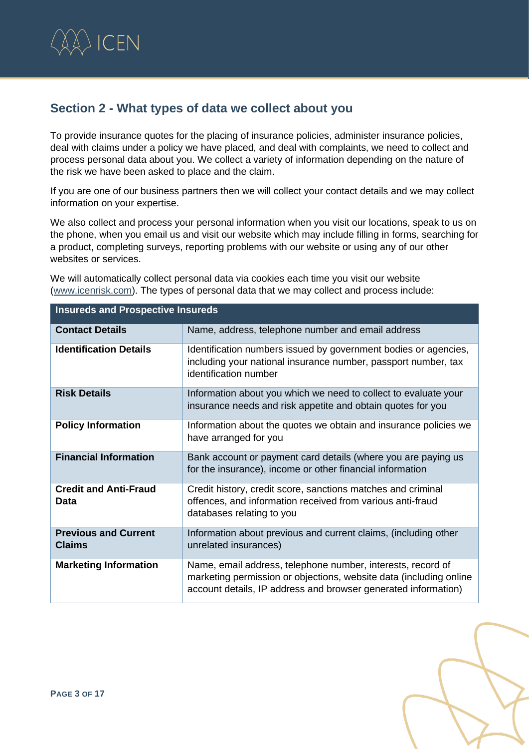## Section 2 - What types of data we collect about you

To provide insurance quotes for the placing of insurance policies, administer insurance policies, deal with claims under a policy we have placed, and deal with complaints, we need to collect and process personal data about you. We collect a variety of information depending on the nature of the risk we have been asked to place and the claim.

If you are one of our business partners then we will collect your contact details and we may collect information on your expertise.

We also collect and process your personal information when you visit our locations, speak to us on the phone, when you email us and visit our website which may include filling in forms, searching for a product, completing surveys, reporting problems with our website or using any of our other websites or services.

We will automatically collect personal data via cookies each time you visit our website (www.icenrisk.com). The types of personal data that we may collect and process include:

| Insureds and Prospective Insureds | |
|---|---|
| **Contact Details** | Name, address, telephone number and email address |
| **Identification Details** | Identification numbers issued by government bodies or agencies, including your national insurance number, passport number, tax identification number |
| **Risk Details** | Information about you which we need to collect to evaluate your insurance needs and risk appetite and obtain quotes for you |
| **Policy Information** | Information about the quotes we obtain and insurance policies we have arranged for you |
| **Financial Information** | Bank account or payment card details (where you are paying us for the insurance), income or other financial information |
| **Credit and Anti-Fraud Data** | Credit history, credit score, sanctions matches and criminal offences, and information received from various anti-fraud databases relating to you |
| **Previous and Current Claims** | Information about previous and current claims, (including other unrelated insurances) |
| **Marketing Information** | Name, email address, telephone number, interests, record of marketing permission or objections, website data (including online account details, IP address and browser generated information) |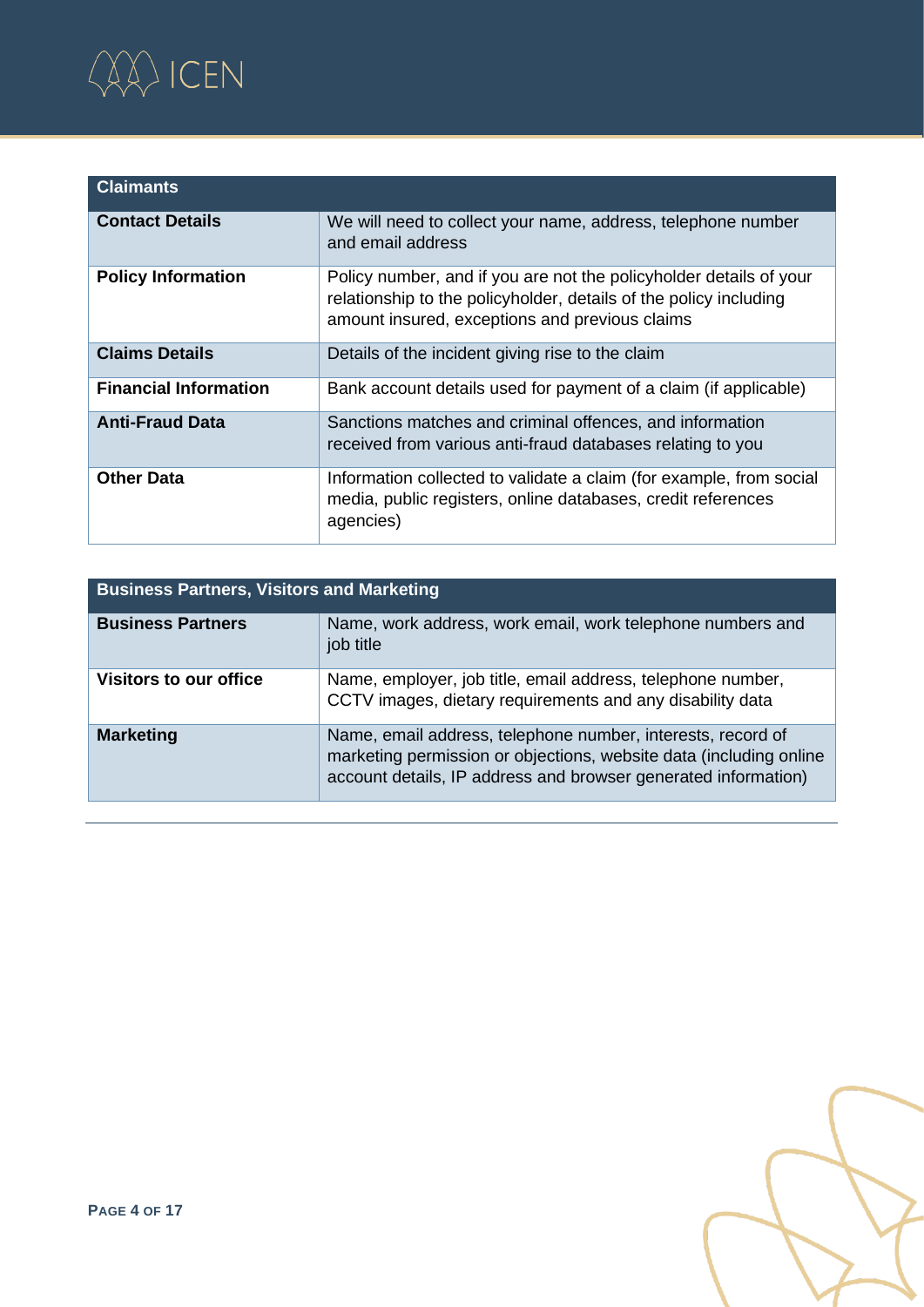| Claimants | |
|---|---|
| **Contact Details** | We will need to collect your name, address, telephone number and email address |
| **Policy Information** | Policy number, and if you are not the policyholder details of your relationship to the policyholder, details of the policy including amount insured, exceptions and previous claims |
| **Claims Details** | Details of the incident giving rise to the claim |
| **Financial Information** | Bank account details used for payment of a claim (if applicable) |
| **Anti-Fraud Data** | Sanctions matches and criminal offences, and information received from various anti-fraud databases relating to you |
| **Other Data** | Information collected to validate a claim (for example, from social media, public registers, online databases, credit references agencies) |

| Business Partners, Visitors and Marketing | |
|---|---|
| **Business Partners** | Name, work address, work email, work telephone numbers and job title |
| **Visitors to our office** | Name, employer, job title, email address, telephone number, CCTV images, dietary requirements and any disability data |
| **Marketing** | Name, email address, telephone number, interests, record of marketing permission or objections, website data (including online account details, IP address and browser generated information) |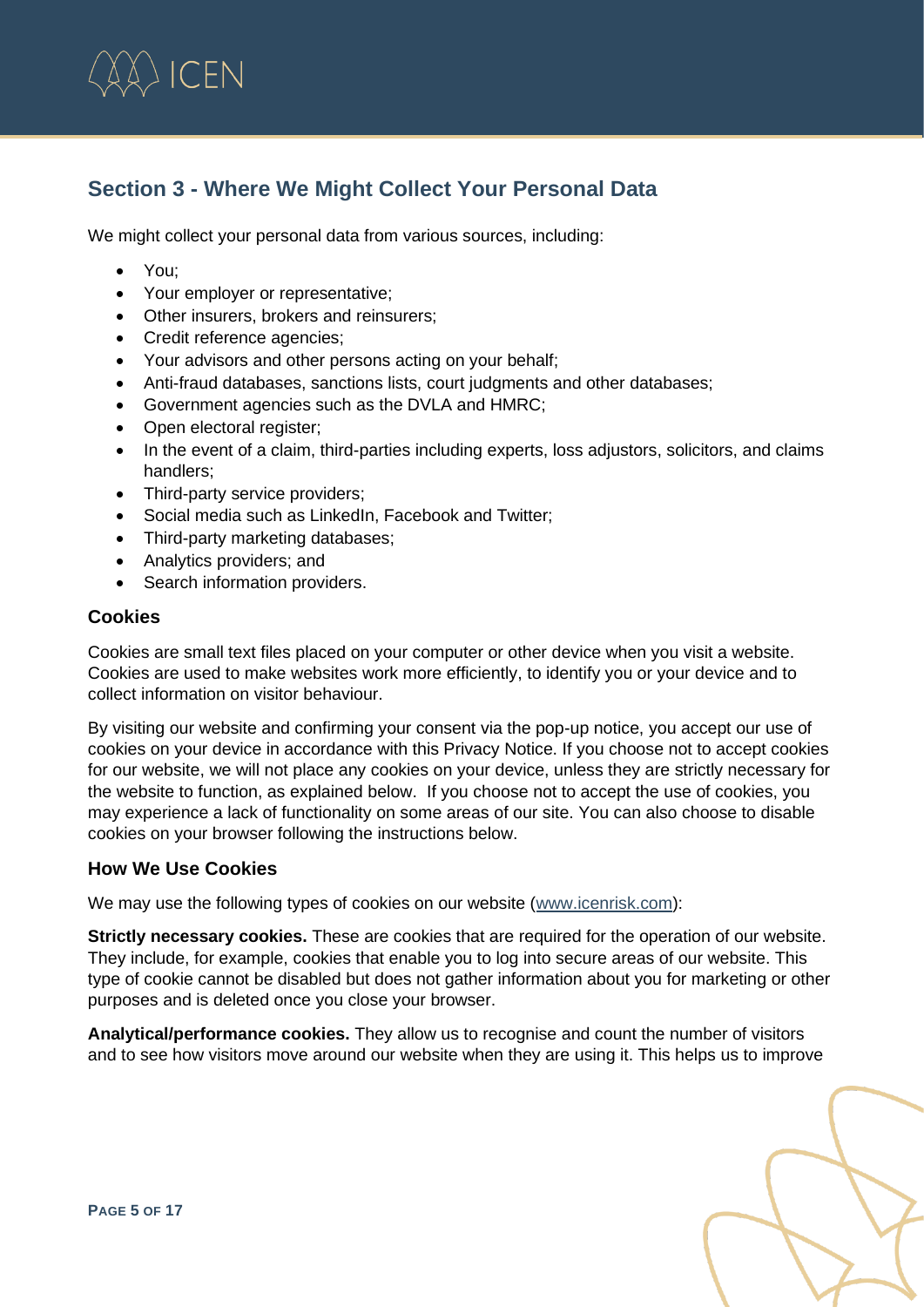## Section 3 - Where We Might Collect Your Personal Data

We might collect your personal data from various sources, including:

- You;
- Your employer or representative;
- Other insurers, brokers and reinsurers;
- Credit reference agencies;
- Your advisors and other persons acting on your behalf;
- Anti-fraud databases, sanctions lists, court judgments and other databases;
- Government agencies such as the DVLA and HMRC;
- Open electoral register;
- In the event of a claim, third-parties including experts, loss adjustors, solicitors, and claims handlers;
- Third-party service providers;
- Social media such as LinkedIn, Facebook and Twitter;
- Third-party marketing databases;
- Analytics providers; and
- Search information providers.

### Cookies

Cookies are small text files placed on your computer or other device when you visit a website. Cookies are used to make websites work more efficiently, to identify you or your device and to collect information on visitor behaviour.

By visiting our website and confirming your consent via the pop-up notice, you accept our use of cookies on your device in accordance with this Privacy Notice. If you choose not to accept cookies for our website, we will not place any cookies on your device, unless they are strictly necessary for the website to function, as explained below. If you choose not to accept the use of cookies, you may experience a lack of functionality on some areas of our site. You can also choose to disable cookies on your browser following the instructions below.

### How We Use Cookies

We may use the following types of cookies on our website (www.icenrisk.com):

**Strictly necessary cookies.** These are cookies that are required for the operation of our website. They include, for example, cookies that enable you to log into secure areas of our website. This type of cookie cannot be disabled but does not gather information about you for marketing or other purposes and is deleted once you close your browser.

**Analytical/performance cookies.** They allow us to recognise and count the number of visitors and to see how visitors move around our website when they are using it. This helps us to improve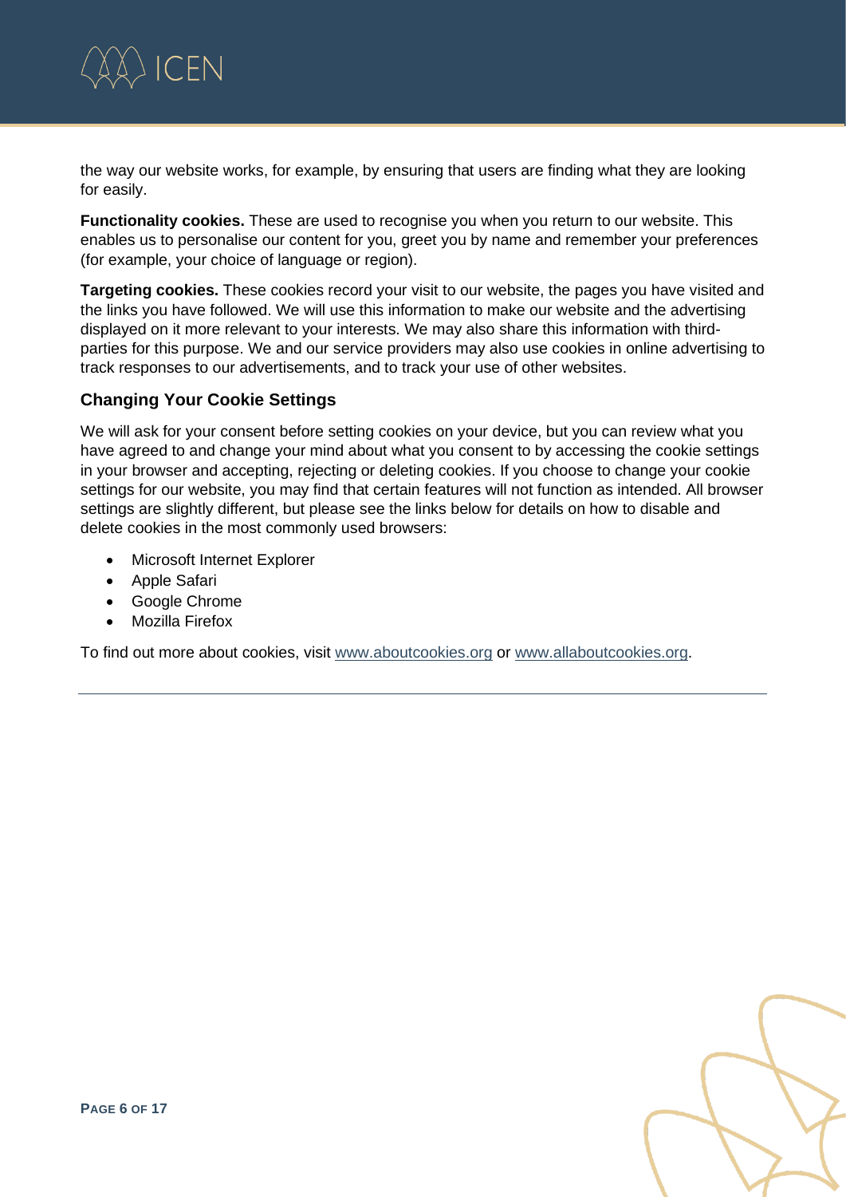the way our website works, for example, by ensuring that users are finding what they are looking for easily.

**Functionality cookies.** These are used to recognise you when you return to our website. This enables us to personalise our content for you, greet you by name and remember your preferences (for example, your choice of language or region).

**Targeting cookies.** These cookies record your visit to our website, the pages you have visited and the links you have followed. We will use this information to make our website and the advertising displayed on it more relevant to your interests. We may also share this information with third-parties for this purpose. We and our service providers may also use cookies in online advertising to track responses to our advertisements, and to track your use of other websites.

### Changing Your Cookie Settings

We will ask for your consent before setting cookies on your device, but you can review what you have agreed to and change your mind about what you consent to by accessing the cookie settings in your browser and accepting, rejecting or deleting cookies. If you choose to change your cookie settings for our website, you may find that certain features will not function as intended. All browser settings are slightly different, but please see the links below for details on how to disable and delete cookies in the most commonly used browsers:

- Microsoft Internet Explorer
- Apple Safari
- Google Chrome
- Mozilla Firefox

To find out more about cookies, visit www.aboutcookies.org or www.allaboutcookies.org.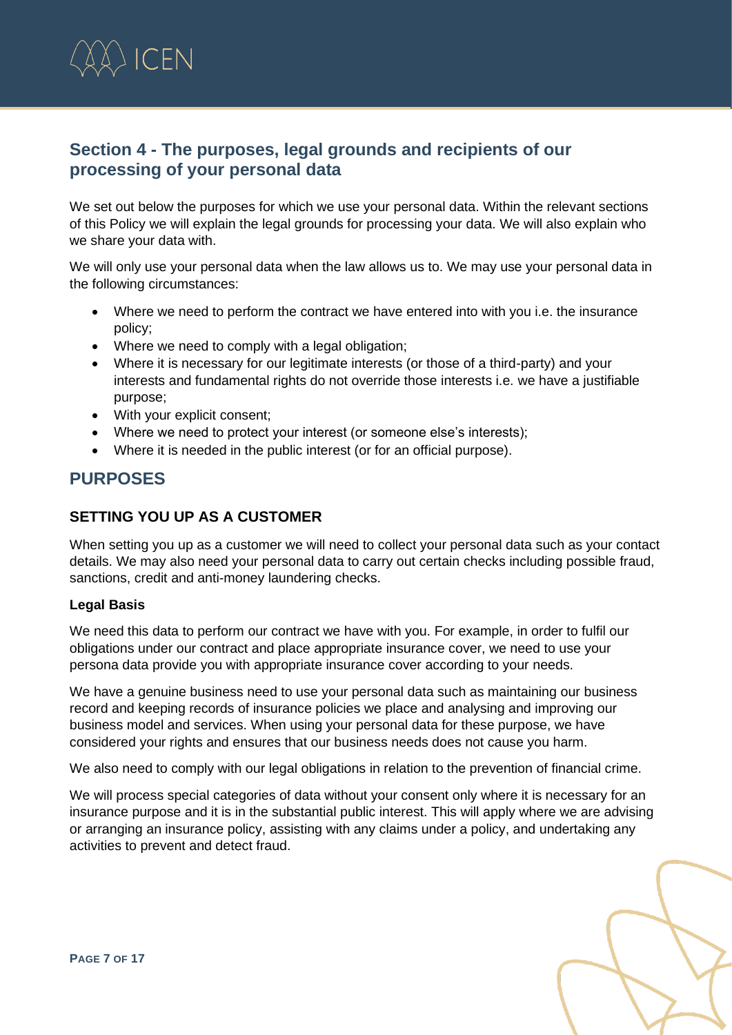## Section 4 - The purposes, legal grounds and recipients of our processing of your personal data

We set out below the purposes for which we use your personal data. Within the relevant sections of this Policy we will explain the legal grounds for processing your data. We will also explain who we share your data with.

We will only use your personal data when the law allows us to. We may use your personal data in the following circumstances:

- Where we need to perform the contract we have entered into with you i.e. the insurance policy;
- Where we need to comply with a legal obligation;
- Where it is necessary for our legitimate interests (or those of a third-party) and your interests and fundamental rights do not override those interests i.e. we have a justifiable purpose;
- With your explicit consent;
- Where we need to protect your interest (or someone else's interests);
- Where it is needed in the public interest (or for an official purpose).

## PURPOSES

### SETTING YOU UP AS A CUSTOMER

When setting you up as a customer we will need to collect your personal data such as your contact details. We may also need your personal data to carry out certain checks including possible fraud, sanctions, credit and anti-money laundering checks.

**Legal Basis**

We need this data to perform our contract we have with you. For example, in order to fulfil our obligations under our contract and place appropriate insurance cover, we need to use your persona data provide you with appropriate insurance cover according to your needs.

We have a genuine business need to use your personal data such as maintaining our business record and keeping records of insurance policies we place and analysing and improving our business model and services. When using your personal data for these purpose, we have considered your rights and ensures that our business needs does not cause you harm.

We also need to comply with our legal obligations in relation to the prevention of financial crime.

We will process special categories of data without your consent only where it is necessary for an insurance purpose and it is in the substantial public interest. This will apply where we are advising or arranging an insurance policy, assisting with any claims under a policy, and undertaking any activities to prevent and detect fraud.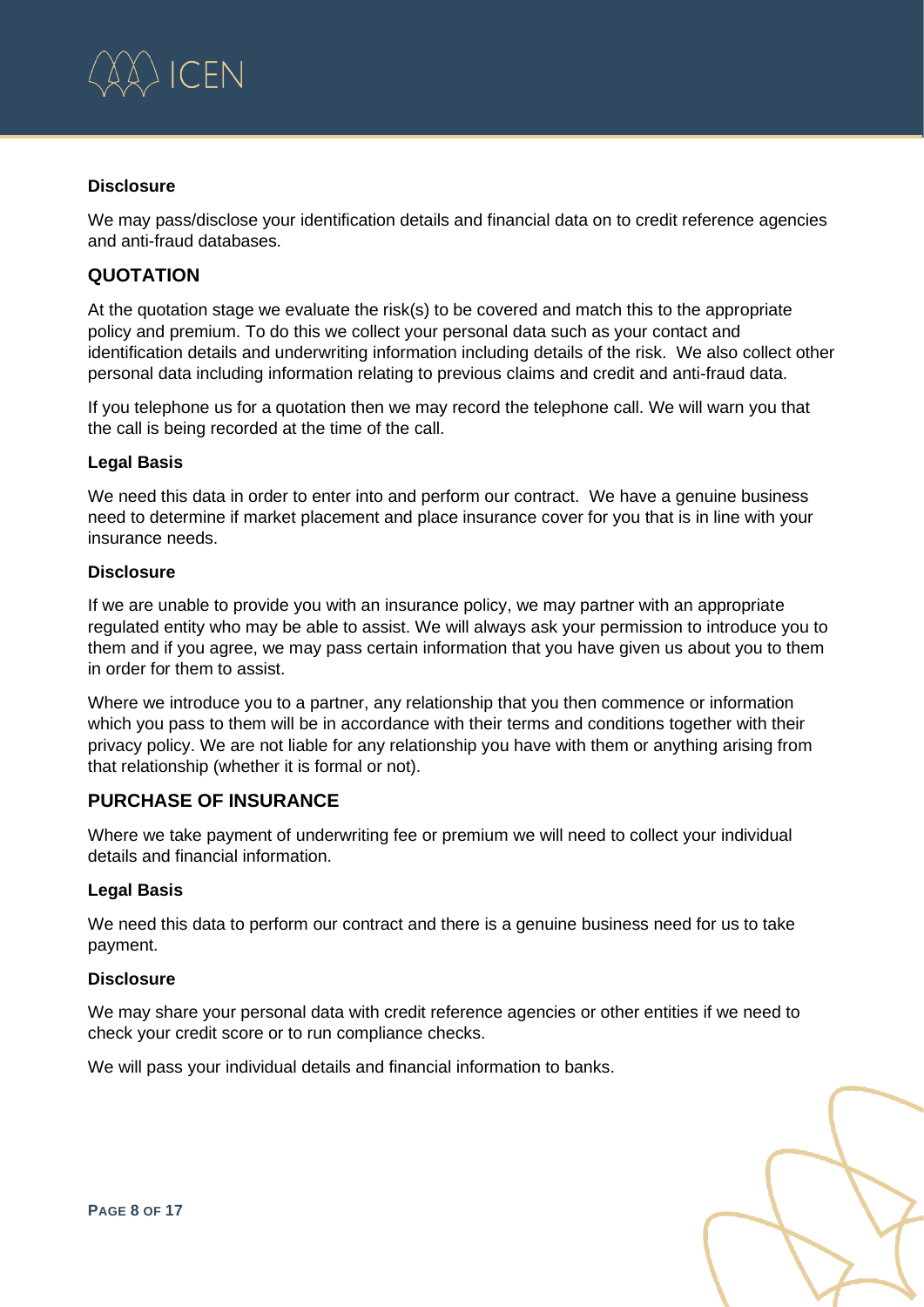#### Disclosure

We may pass/disclose your identification details and financial data on to credit reference agencies and anti-fraud databases.

## QUOTATION

At the quotation stage we evaluate the risk(s) to be covered and match this to the appropriate policy and premium. To do this we collect your personal data such as your contact and identification details and underwriting information including details of the risk. We also collect other personal data including information relating to previous claims and credit and anti-fraud data.

If you telephone us for a quotation then we may record the telephone call. We will warn you that the call is being recorded at the time of the call.

#### Legal Basis

We need this data in order to enter into and perform our contract. We have a genuine business need to determine if market placement and place insurance cover for you that is in line with your insurance needs.

#### Disclosure

If we are unable to provide you with an insurance policy, we may partner with an appropriate regulated entity who may be able to assist. We will always ask your permission to introduce you to them and if you agree, we may pass certain information that you have given us about you to them in order for them to assist.

Where we introduce you to a partner, any relationship that you then commence or information which you pass to them will be in accordance with their terms and conditions together with their privacy policy. We are not liable for any relationship you have with them or anything arising from that relationship (whether it is formal or not).

## PURCHASE OF INSURANCE

Where we take payment of underwriting fee or premium we will need to collect your individual details and financial information.

#### Legal Basis

We need this data to perform our contract and there is a genuine business need for us to take payment.

#### Disclosure

We may share your personal data with credit reference agencies or other entities if we need to check your credit score or to run compliance checks.

We will pass your individual details and financial information to banks.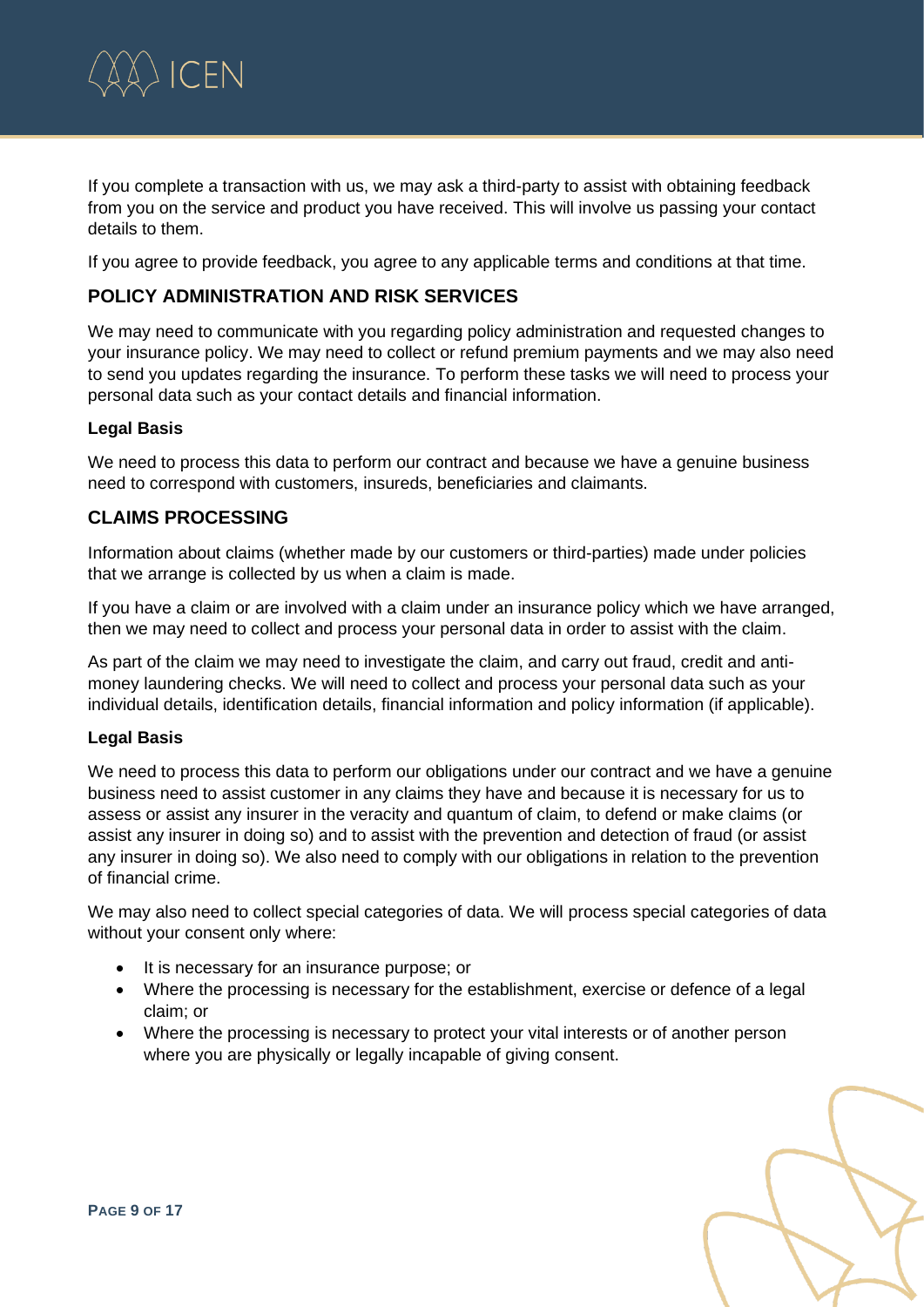If you complete a transaction with us, we may ask a third-party to assist with obtaining feedback from you on the service and product you have received. This will involve us passing your contact details to them.

If you agree to provide feedback, you agree to any applicable terms and conditions at that time.

## POLICY ADMINISTRATION AND RISK SERVICES

We may need to communicate with you regarding policy administration and requested changes to your insurance policy. We may need to collect or refund premium payments and we may also need to send you updates regarding the insurance. To perform these tasks we will need to process your personal data such as your contact details and financial information.

**Legal Basis**

We need to process this data to perform our contract and because we have a genuine business need to correspond with customers, insureds, beneficiaries and claimants.

## CLAIMS PROCESSING

Information about claims (whether made by our customers or third-parties) made under policies that we arrange is collected by us when a claim is made.

If you have a claim or are involved with a claim under an insurance policy which we have arranged, then we may need to collect and process your personal data in order to assist with the claim.

As part of the claim we may need to investigate the claim, and carry out fraud, credit and anti-money laundering checks. We will need to collect and process your personal data such as your individual details, identification details, financial information and policy information (if applicable).

**Legal Basis**

We need to process this data to perform our obligations under our contract and we have a genuine business need to assist customer in any claims they have and because it is necessary for us to assess or assist any insurer in the veracity and quantum of claim, to defend or make claims (or assist any insurer in doing so) and to assist with the prevention and detection of fraud (or assist any insurer in doing so). We also need to comply with our obligations in relation to the prevention of financial crime.

We may also need to collect special categories of data. We will process special categories of data without your consent only where:

- It is necessary for an insurance purpose; or
- Where the processing is necessary for the establishment, exercise or defence of a legal claim; or
- Where the processing is necessary to protect your vital interests or of another person where you are physically or legally incapable of giving consent.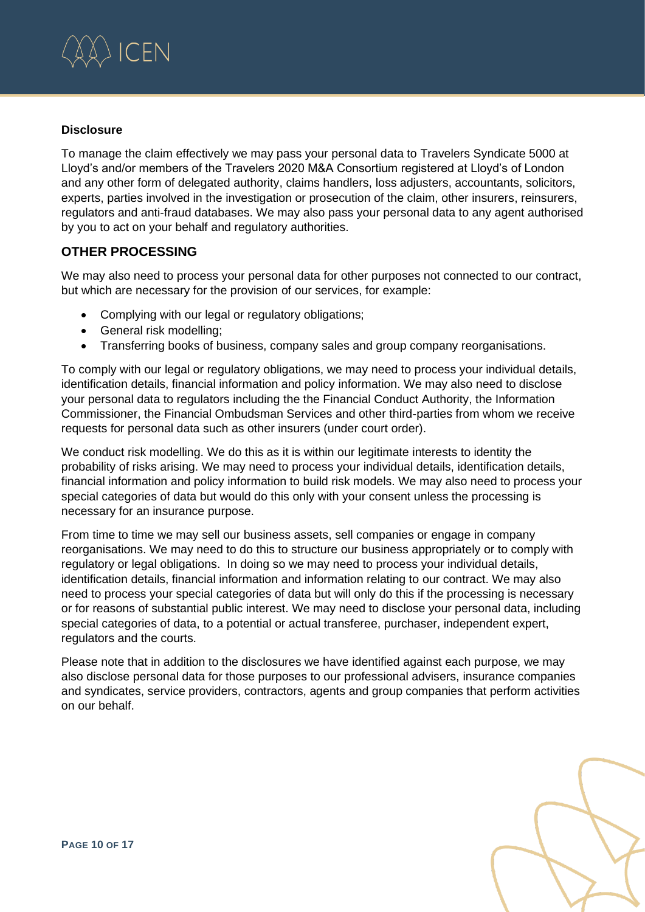**Disclosure**

To manage the claim effectively we may pass your personal data to Travelers Syndicate 5000 at Lloyd's and/or members of the Travelers 2020 M&A Consortium registered at Lloyd's of London and any other form of delegated authority, claims handlers, loss adjusters, accountants, solicitors, experts, parties involved in the investigation or prosecution of the claim, other insurers, reinsurers, regulators and anti-fraud databases. We may also pass your personal data to any agent authorised by you to act on your behalf and regulatory authorities.

## OTHER PROCESSING

We may also need to process your personal data for other purposes not connected to our contract, but which are necessary for the provision of our services, for example:

- Complying with our legal or regulatory obligations;
- General risk modelling;
- Transferring books of business, company sales and group company reorganisations.

To comply with our legal or regulatory obligations, we may need to process your individual details, identification details, financial information and policy information. We may also need to disclose your personal data to regulators including the the Financial Conduct Authority, the Information Commissioner, the Financial Ombudsman Services and other third-parties from whom we receive requests for personal data such as other insurers (under court order).

We conduct risk modelling. We do this as it is within our legitimate interests to identity the probability of risks arising. We may need to process your individual details, identification details, financial information and policy information to build risk models. We may also need to process your special categories of data but would do this only with your consent unless the processing is necessary for an insurance purpose.

From time to time we may sell our business assets, sell companies or engage in company reorganisations. We may need to do this to structure our business appropriately or to comply with regulatory or legal obligations. In doing so we may need to process your individual details, identification details, financial information and information relating to our contract. We may also need to process your special categories of data but will only do this if the processing is necessary or for reasons of substantial public interest. We may need to disclose your personal data, including special categories of data, to a potential or actual transferee, purchaser, independent expert, regulators and the courts.

Please note that in addition to the disclosures we have identified against each purpose, we may also disclose personal data for those purposes to our professional advisers, insurance companies and syndicates, service providers, contractors, agents and group companies that perform activities on our behalf.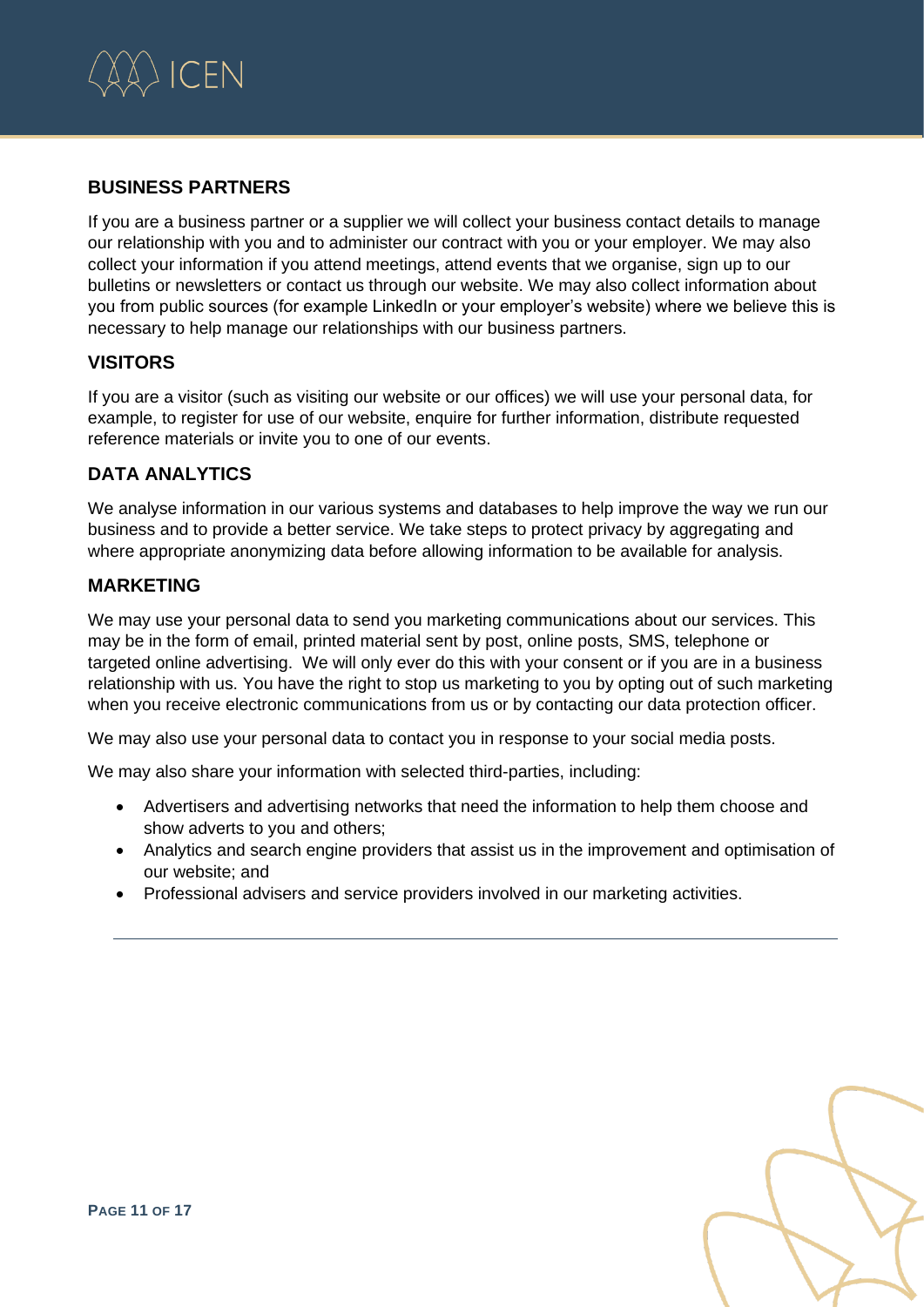## BUSINESS PARTNERS

If you are a business partner or a supplier we will collect your business contact details to manage our relationship with you and to administer our contract with you or your employer. We may also collect your information if you attend meetings, attend events that we organise, sign up to our bulletins or newsletters or contact us through our website. We may also collect information about you from public sources (for example LinkedIn or your employer's website) where we believe this is necessary to help manage our relationships with our business partners.

## VISITORS

If you are a visitor (such as visiting our website or our offices) we will use your personal data, for example, to register for use of our website, enquire for further information, distribute requested reference materials or invite you to one of our events.

## DATA ANALYTICS

We analyse information in our various systems and databases to help improve the way we run our business and to provide a better service. We take steps to protect privacy by aggregating and where appropriate anonymizing data before allowing information to be available for analysis.

## MARKETING

We may use your personal data to send you marketing communications about our services. This may be in the form of email, printed material sent by post, online posts, SMS, telephone or targeted online advertising. We will only ever do this with your consent or if you are in a business relationship with us. You have the right to stop us marketing to you by opting out of such marketing when you receive electronic communications from us or by contacting our data protection officer.

We may also use your personal data to contact you in response to your social media posts.

We may also share your information with selected third-parties, including:

- Advertisers and advertising networks that need the information to help them choose and show adverts to you and others;
- Analytics and search engine providers that assist us in the improvement and optimisation of our website; and
- Professional advisers and service providers involved in our marketing activities.

---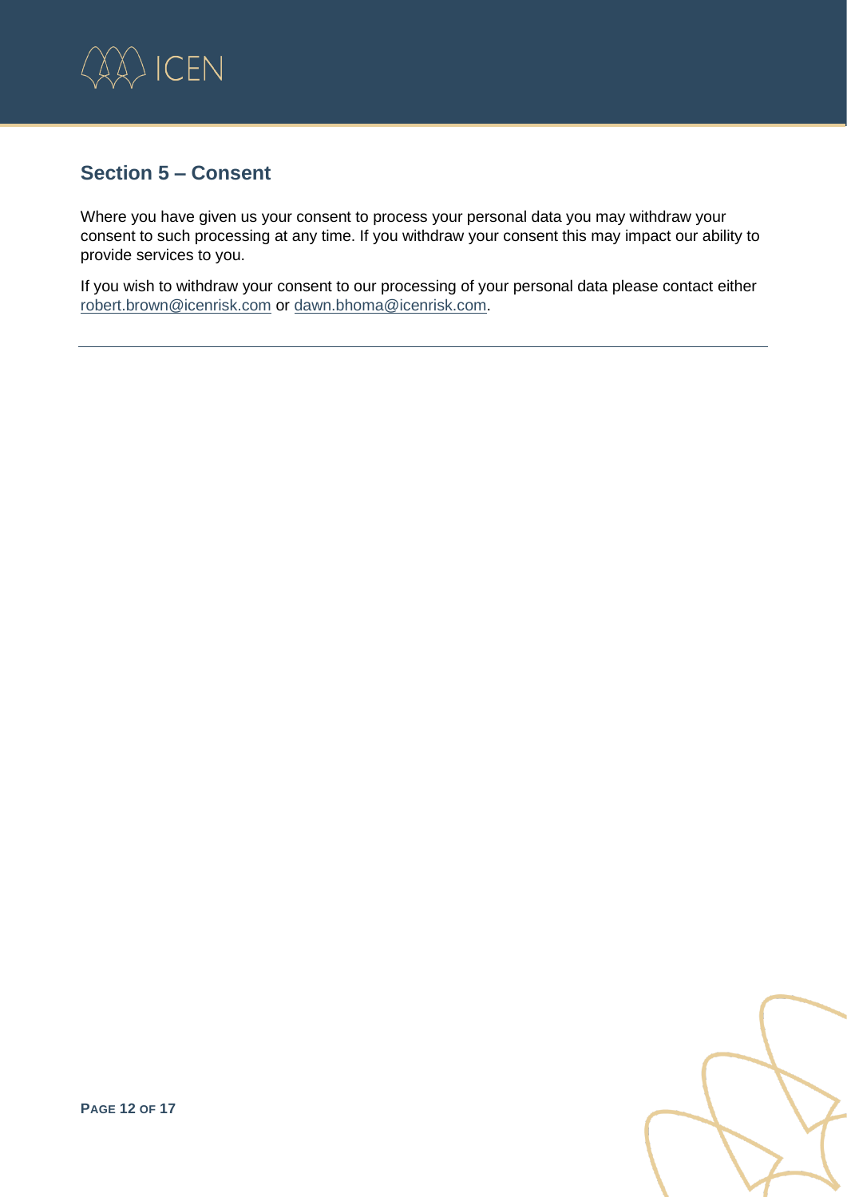## Section 5 – Consent

Where you have given us your consent to process your personal data you may withdraw your consent to such processing at any time. If you withdraw your consent this may impact our ability to provide services to you.

If you wish to withdraw your consent to our processing of your personal data please contact either robert.brown@icenrisk.com or dawn.bhoma@icenrisk.com.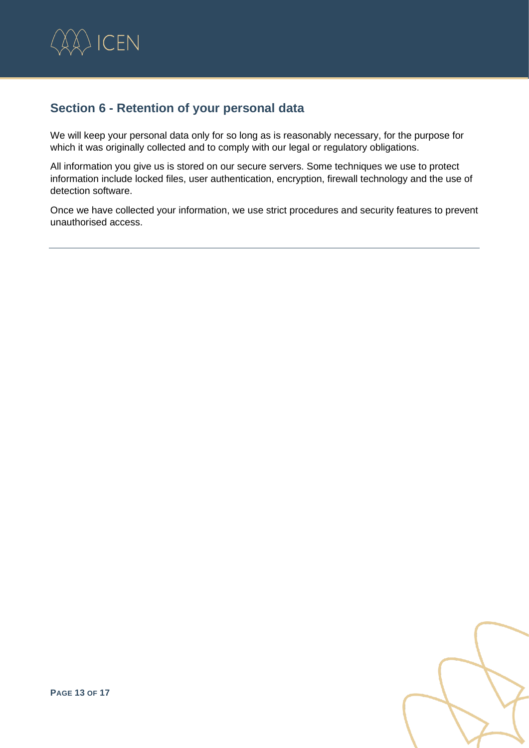## Section 6 - Retention of your personal data

We will keep your personal data only for so long as is reasonably necessary, for the purpose for which it was originally collected and to comply with our legal or regulatory obligations.

All information you give us is stored on our secure servers. Some techniques we use to protect information include locked files, user authentication, encryption, firewall technology and the use of detection software.

Once we have collected your information, we use strict procedures and security features to prevent unauthorised access.

---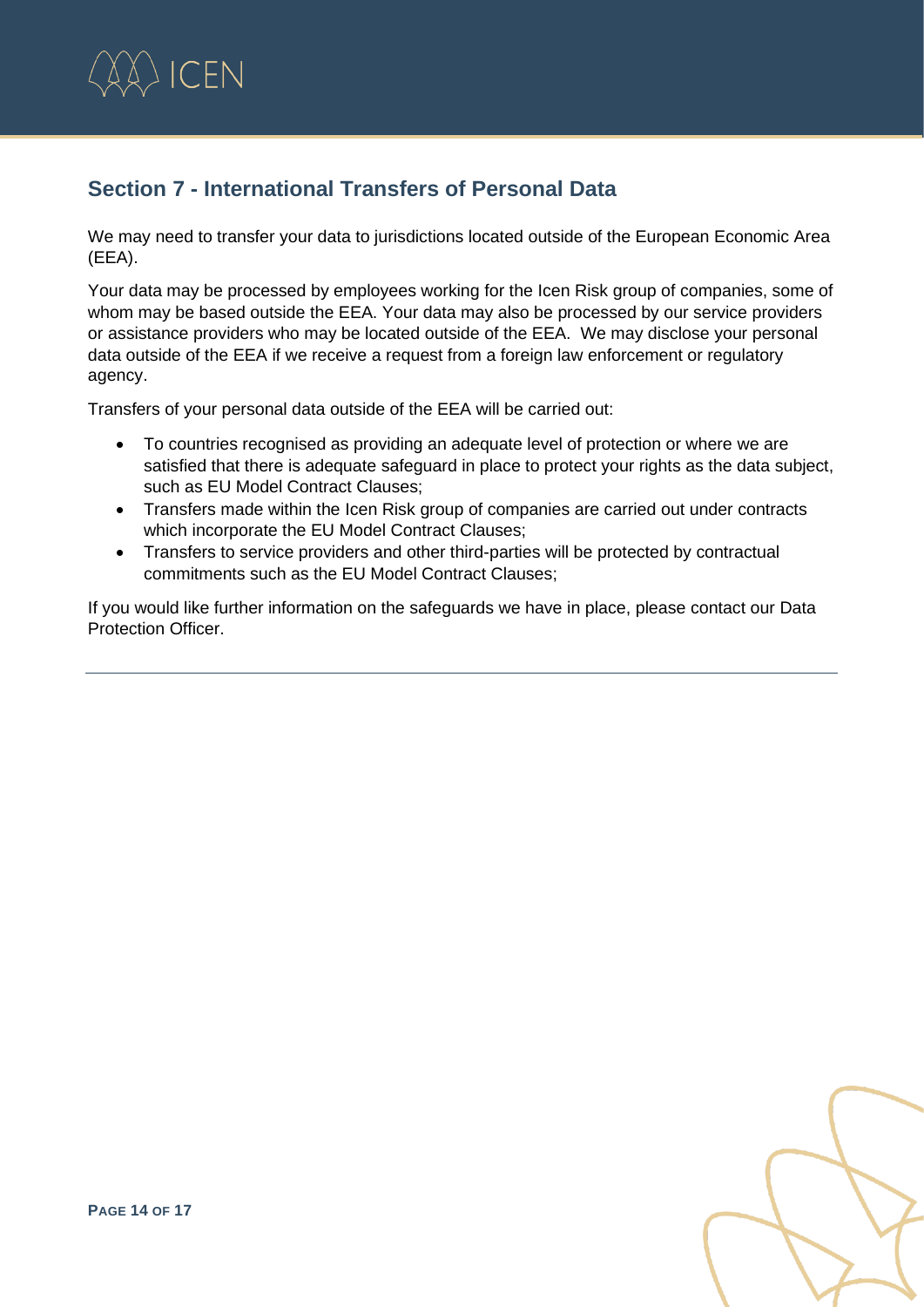## Section 7 - International Transfers of Personal Data

We may need to transfer your data to jurisdictions located outside of the European Economic Area (EEA).

Your data may be processed by employees working for the Icen Risk group of companies, some of whom may be based outside the EEA. Your data may also be processed by our service providers or assistance providers who may be located outside of the EEA. We may disclose your personal data outside of the EEA if we receive a request from a foreign law enforcement or regulatory agency.

Transfers of your personal data outside of the EEA will be carried out:

- To countries recognised as providing an adequate level of protection or where we are satisfied that there is adequate safeguard in place to protect your rights as the data subject, such as EU Model Contract Clauses;
- Transfers made within the Icen Risk group of companies are carried out under contracts which incorporate the EU Model Contract Clauses;
- Transfers to service providers and other third-parties will be protected by contractual commitments such as the EU Model Contract Clauses;

If you would like further information on the safeguards we have in place, please contact our Data Protection Officer.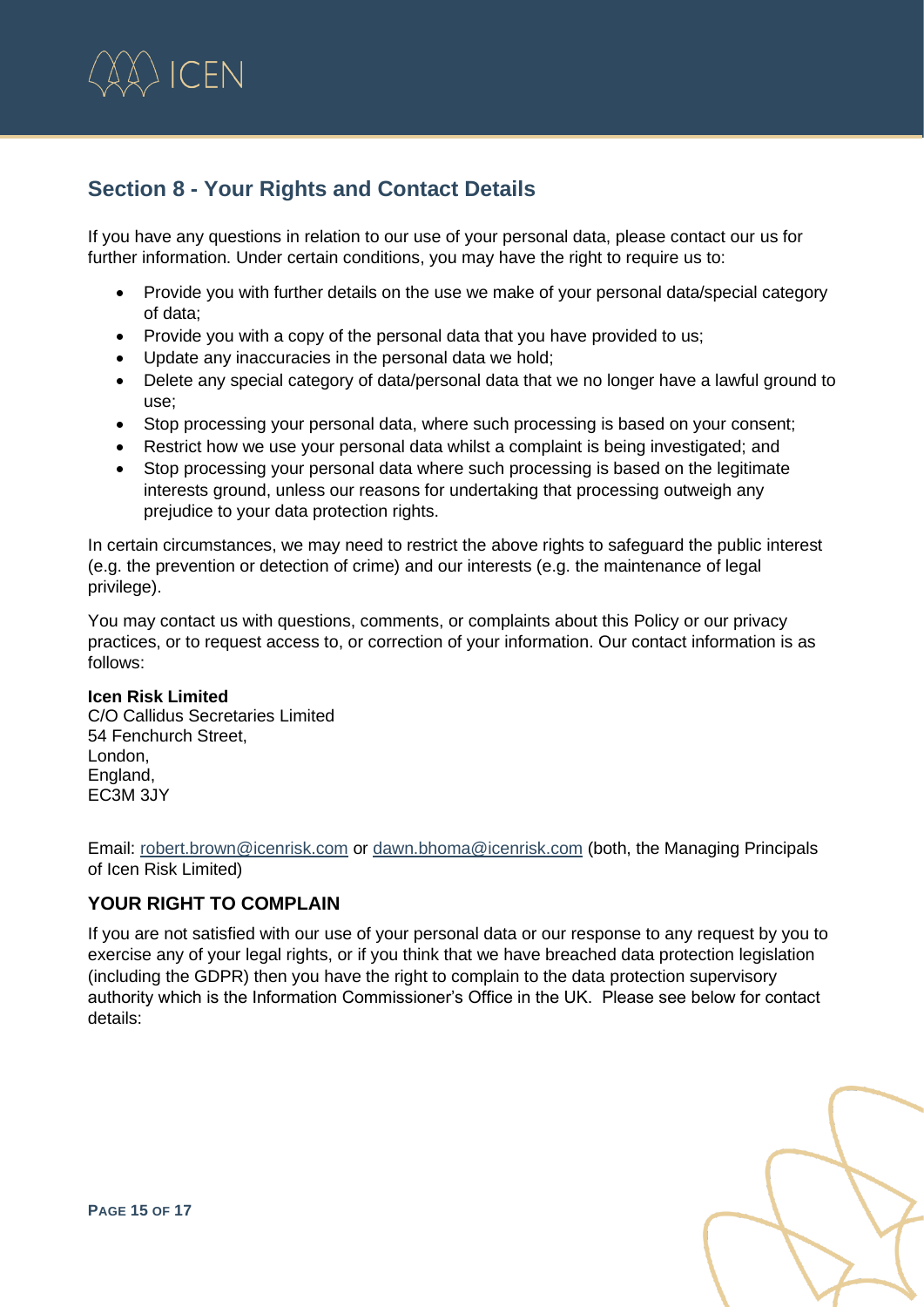## Section 8 - Your Rights and Contact Details

If you have any questions in relation to our use of your personal data, please contact our us for further information. Under certain conditions, you may have the right to require us to:

- Provide you with further details on the use we make of your personal data/special category of data;
- Provide you with a copy of the personal data that you have provided to us;
- Update any inaccuracies in the personal data we hold;
- Delete any special category of data/personal data that we no longer have a lawful ground to use;
- Stop processing your personal data, where such processing is based on your consent;
- Restrict how we use your personal data whilst a complaint is being investigated; and
- Stop processing your personal data where such processing is based on the legitimate interests ground, unless our reasons for undertaking that processing outweigh any prejudice to your data protection rights.

In certain circumstances, we may need to restrict the above rights to safeguard the public interest (e.g. the prevention or detection of crime) and our interests (e.g. the maintenance of legal privilege).

You may contact us with questions, comments, or complaints about this Policy or our privacy practices, or to request access to, or correction of your information. Our contact information is as follows:

**Icen Risk Limited**
C/O Callidus Secretaries Limited
54 Fenchurch Street,
London,
England,
EC3M 3JY

Email: robert.brown@icenrisk.com or dawn.bhoma@icenrisk.com (both, the Managing Principals of Icen Risk Limited)

### YOUR RIGHT TO COMPLAIN

If you are not satisfied with our use of your personal data or our response to any request by you to exercise any of your legal rights, or if you think that we have breached data protection legislation (including the GDPR) then you have the right to complain to the data protection supervisory authority which is the Information Commissioner's Office in the UK. Please see below for contact details: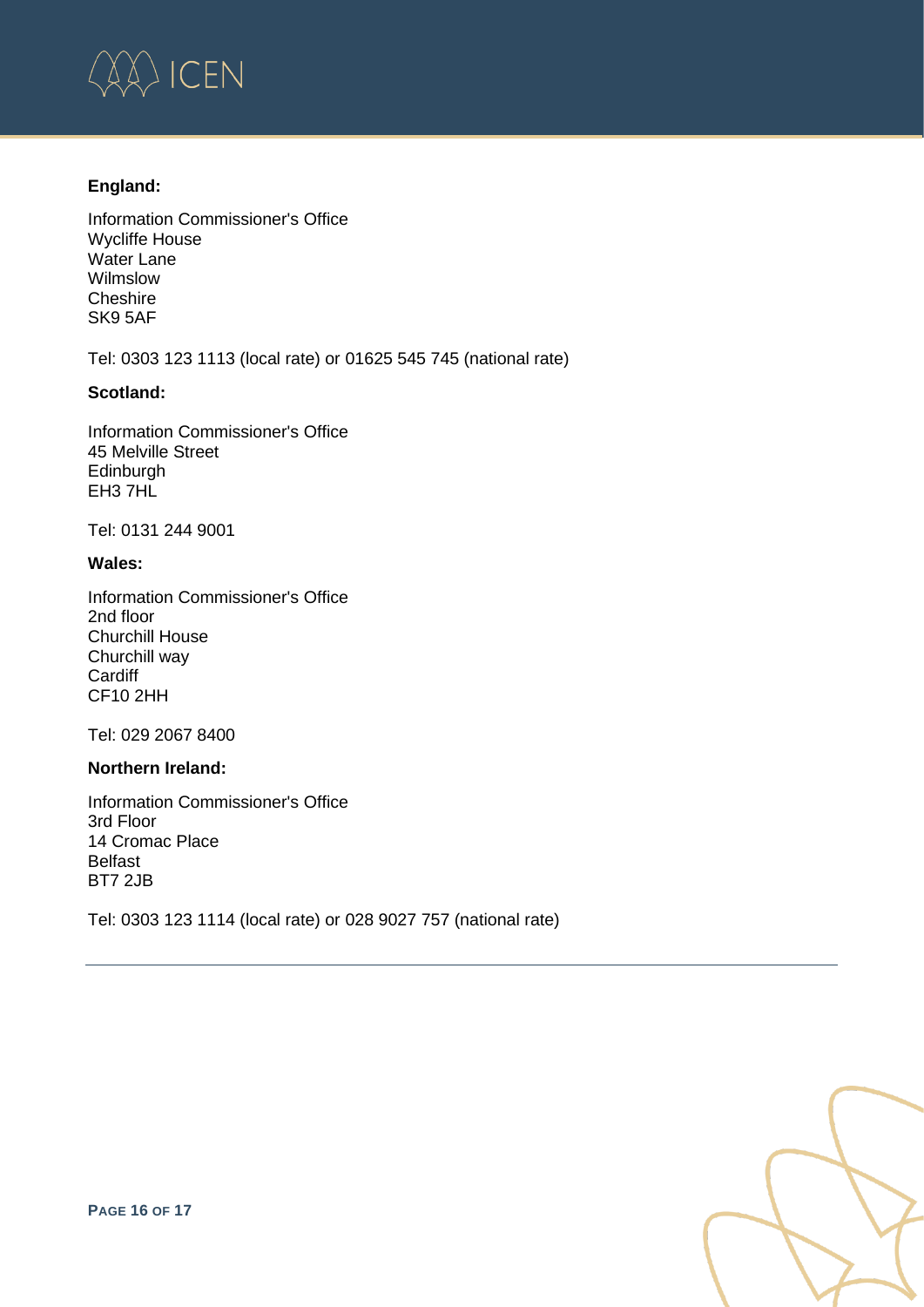**England:**

Information Commissioner's Office
Wycliffe House
Water Lane
Wilmslow
Cheshire
SK9 5AF

Tel: 0303 123 1113 (local rate) or 01625 545 745 (national rate)

**Scotland:**

Information Commissioner's Office
45 Melville Street
Edinburgh
EH3 7HL

Tel: 0131 244 9001

**Wales:**

Information Commissioner's Office
2nd floor
Churchill House
Churchill way
Cardiff
CF10 2HH

Tel: 029 2067 8400

**Northern Ireland:**

Information Commissioner's Office
3rd Floor
14 Cromac Place
Belfast
BT7 2JB

Tel: 0303 123 1114 (local rate) or 028 9027 757 (national rate)

---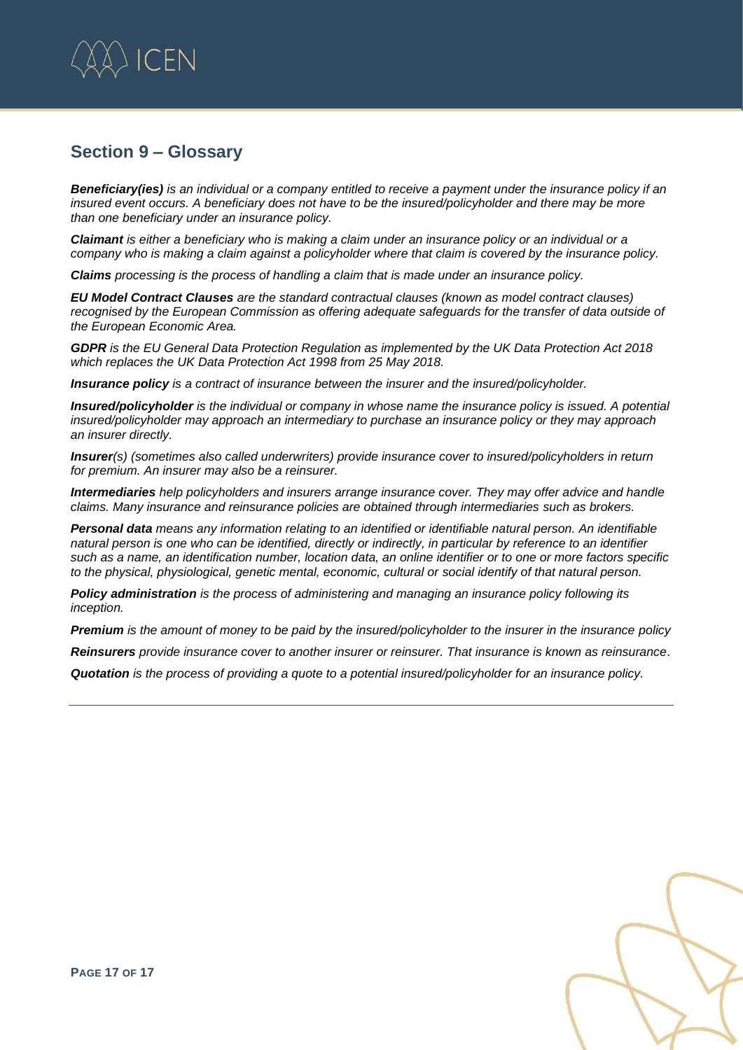## Section 9 – Glossary

***Beneficiary(ies)*** *is an individual or a company entitled to receive a payment under the insurance policy if an insured event occurs. A beneficiary does not have to be the insured/policyholder and there may be more than one beneficiary under an insurance policy.*

***Claimant*** *is either a beneficiary who is making a claim under an insurance policy or an individual or a company who is making a claim against a policyholder where that claim is covered by the insurance policy.*

***Claims*** *processing is the process of handling a claim that is made under an insurance policy.*

***EU Model Contract Clauses*** *are the standard contractual clauses (known as model contract clauses) recognised by the European Commission as offering adequate safeguards for the transfer of data outside of the European Economic Area.*

***GDPR*** *is the EU General Data Protection Regulation as implemented by the UK Data Protection Act 2018 which replaces the UK Data Protection Act 1998 from 25 May 2018.*

***Insurance policy*** *is a contract of insurance between the insurer and the insured/policyholder.*

***Insured/policyholder*** *is the individual or company in whose name the insurance policy is issued. A potential insured/policyholder may approach an intermediary to purchase an insurance policy or they may approach an insurer directly.*

***Insurer****(s) (sometimes also called underwriters) provide insurance cover to insured/policyholders in return for premium. An insurer may also be a reinsurer.*

***Intermediaries*** *help policyholders and insurers arrange insurance cover. They may offer advice and handle claims. Many insurance and reinsurance policies are obtained through intermediaries such as brokers.*

***Personal data*** *means any information relating to an identified or identifiable natural person. An identifiable natural person is one who can be identified, directly or indirectly, in particular by reference to an identifier such as a name, an identification number, location data, an online identifier or to one or more factors specific to the physical, physiological, genetic mental, economic, cultural or social identify of that natural person.*

***Policy administration*** *is the process of administering and managing an insurance policy following its inception.*

***Premium*** *is the amount of money to be paid by the insured/policyholder to the insurer in the insurance policy*

***Reinsurers*** *provide insurance cover to another insurer or reinsurer. That insurance is known as reinsurance.*

***Quotation*** *is the process of providing a quote to a potential insured/policyholder for an insurance policy.*